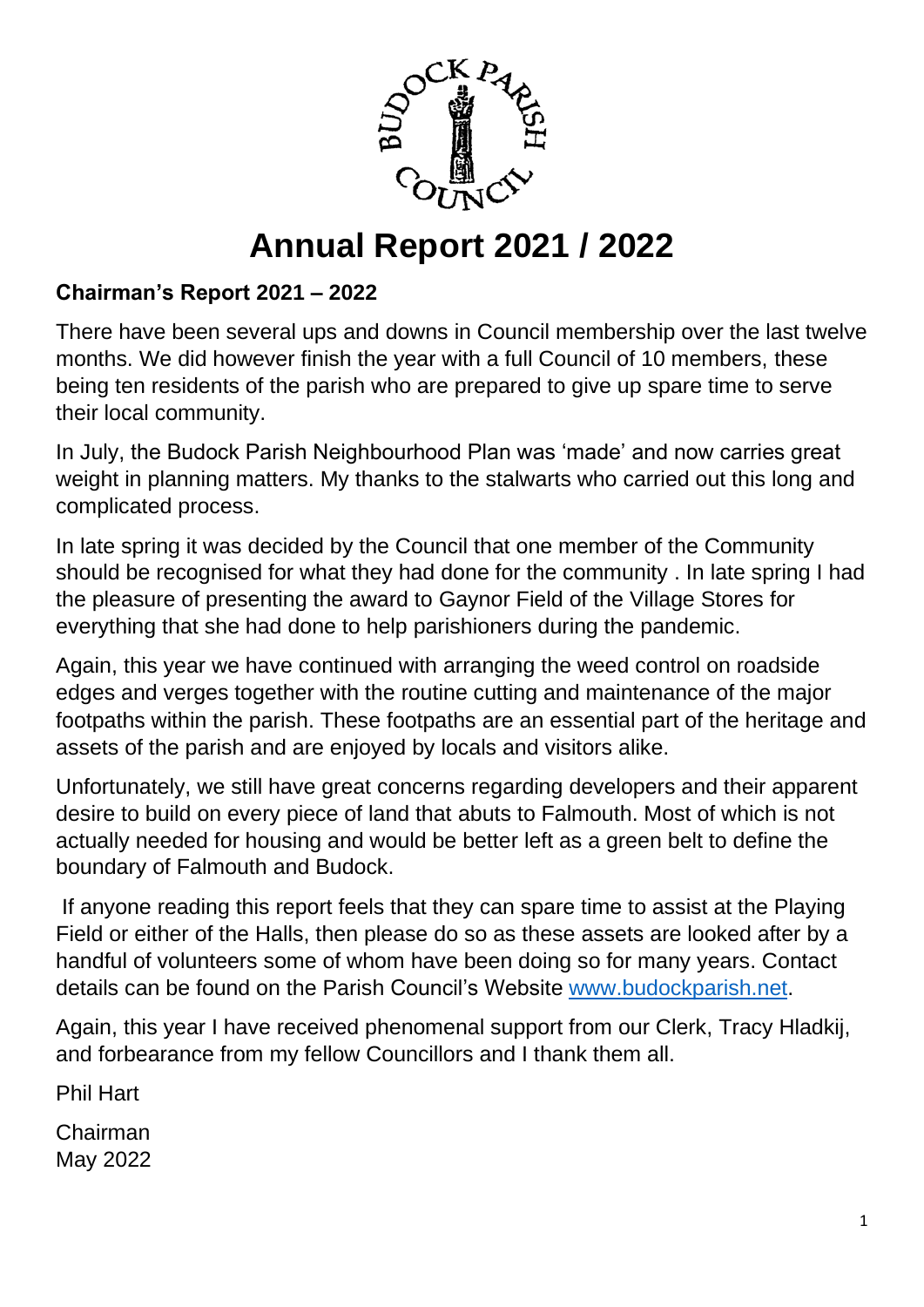# Annual Report 2021 / 2022

## Chairman's Report 2021 – 2022

There have been several ups and downs in Council membership over the last twelve months. We did however finish the year with a full Council of 10 members, these being ten residents of the parish who are prepared to give up spare time to serve their local community.

In July, the Budock Parish Neighbourhood Plan was 'made' and now carries great weight in planning matters. My thanks to the stalwarts who carried out this long and complicated process.

In late spring it was decided by the Council that one member of the Community should be recognised for what they had done for the community . In late spring I had the pleasure of presenting the award to Gaynor Field of the Village Stores for everything that she had done to help parishioners during the pandemic.

Again, this year we have continued with arranging the weed control on roadside edges and verges together with the routine cutting and maintenance of the major footpaths within the parish. These footpaths are an essential part of the heritage and assets of the parish and are enjoyed by locals and visitors alike.

Unfortunately, we still have great concerns regarding developers and their apparent desire to build on every piece of land that abuts to Falmouth. Most of which is not actually needed for housing and would be better left as a green belt to define the boundary of Falmouth and Budock.

If anyone reading this report feels that they can spare time to assist at the Playing Field or either of the Halls, then please do so as these assets are looked after by a handful of volunteers some of whom have been doing so for many years. Contact details can be found on the Parish Council's Website [www.budockparish.net](http://www.budockparish.net).

Again, this year I have received phenomenal support from our Clerk, Tracy Hladkij, and forbearance from my fellow Councillors and I thank them all.

Phil Hart

Chairman
May 2022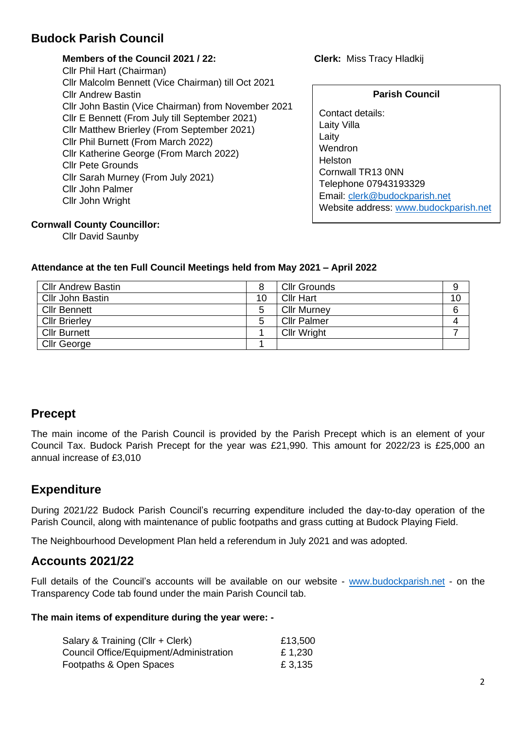# Budock Parish Council

**Members of the Council 2021 / 22:**

Cllr Phil Hart (Chairman)
Cllr Malcolm Bennett (Vice Chairman) till Oct 2021
Cllr Andrew Bastin
Cllr John Bastin (Vice Chairman) from November 2021
Cllr E Bennett (From July till September 2021)
Cllr Matthew Brierley (From September 2021)
Cllr Phil Burnett (From March 2022)
Cllr Katherine George (From March 2022)
Cllr Pete Grounds
Cllr Sarah Murney (From July 2021)
Cllr John Palmer
Cllr John Wright

**Clerk:** Miss Tracy Hladkij

**Parish Council**

Contact details:
Laity Villa
Laity
Wendron
Helston
Cornwall TR13 0NN
Telephone 07943193329
Email: clerk@budockparish.net
Website address: www.budockparish.net

**Cornwall County Councillor:**

Cllr David Saunby

**Attendance at the ten Full Council Meetings held from May 2021 – April 2022**

| Cllr Andrew Bastin | 8 | Cllr Grounds | 9 |
|---|---|---|---|
| Cllr John Bastin | 10 | Cllr Hart | 10 |
| Cllr Bennett | 5 | Cllr Murney | 6 |
| Cllr Brierley | 5 | Cllr Palmer | 4 |
| Cllr Burnett | 1 | Cllr Wright | 7 |
| Cllr George | 1 | | |

## Precept

The main income of the Parish Council is provided by the Parish Precept which is an element of your Council Tax. Budock Parish Precept for the year was £21,990. This amount for 2022/23 is £25,000 an annual increase of £3,010

## Expenditure

During 2021/22 Budock Parish Council's recurring expenditure included the day-to-day operation of the Parish Council, along with maintenance of public footpaths and grass cutting at Budock Playing Field.

The Neighbourhood Development Plan held a referendum in July 2021 and was adopted.

## Accounts 2021/22

Full details of the Council's accounts will be available on our website - www.budockparish.net - on the Transparency Code tab found under the main Parish Council tab.

**The main items of expenditure during the year were: -**

| | |
|---|---|
| Salary & Training (Cllr + Clerk) | £13,500 |
| Council Office/Equipment/Administration | £ 1,230 |
| Footpaths & Open Spaces | £ 3,135 |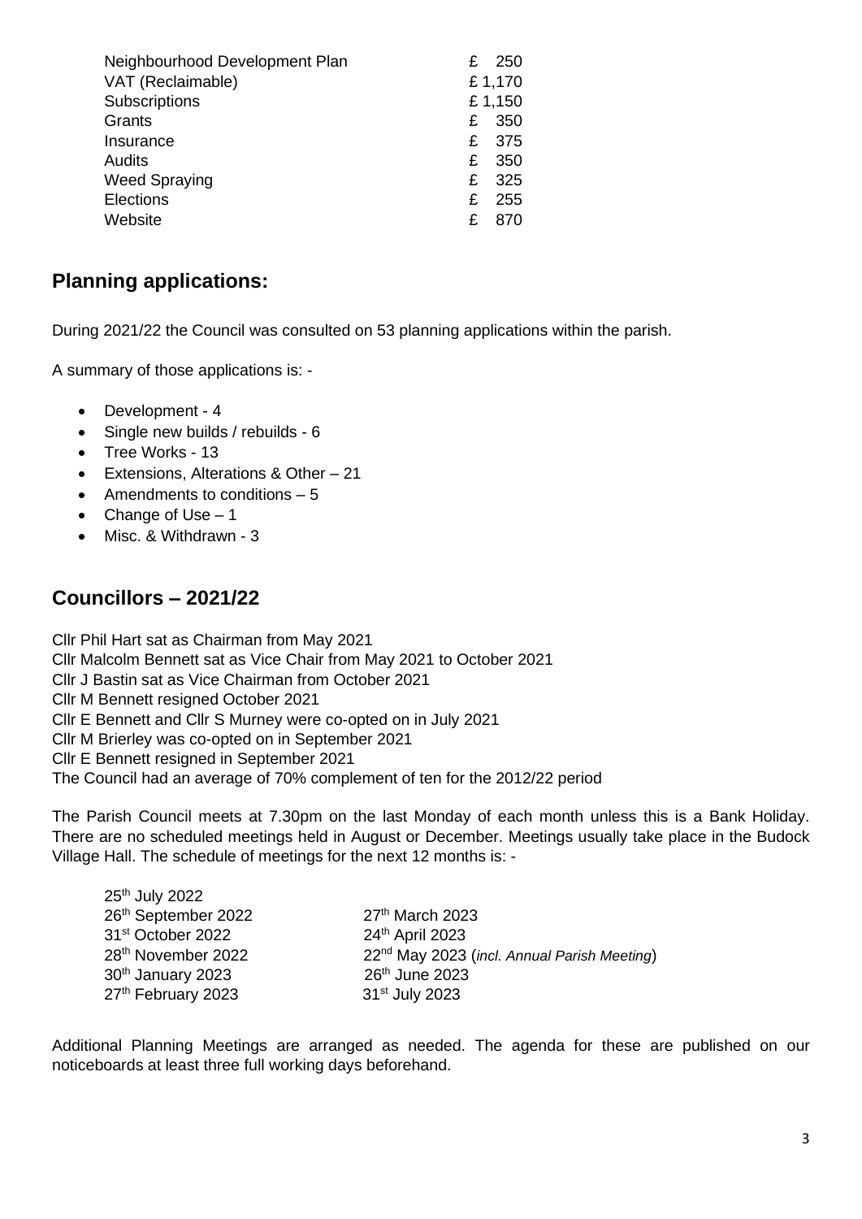| | |
|---|---|
| Neighbourhood Development Plan | £ 250 |
| VAT (Reclaimable) | £ 1,170 |
| Subscriptions | £ 1,150 |
| Grants | £ 350 |
| Insurance | £ 375 |
| Audits | £ 350 |
| Weed Spraying | £ 325 |
| Elections | £ 255 |
| Website | £ 870 |

## Planning applications:

During 2021/22 the Council was consulted on 53 planning applications within the parish.

A summary of those applications is: -

- Development - 4
- Single new builds / rebuilds - 6
- Tree Works - 13
- Extensions, Alterations & Other – 21
- Amendments to conditions – 5
- Change of Use – 1
- Misc. & Withdrawn - 3

## Councillors – 2021/22

Cllr Phil Hart sat as Chairman from May 2021
Cllr Malcolm Bennett sat as Vice Chair from May 2021 to October 2021
Cllr J Bastin sat as Vice Chairman from October 2021
Cllr M Bennett resigned October 2021
Cllr E Bennett and Cllr S Murney were co-opted on in July 2021
Cllr M Brierley was co-opted on in September 2021
Cllr E Bennett resigned in September 2021
The Council had an average of 70% complement of ten for the 2012/22 period

The Parish Council meets at 7.30pm on the last Monday of each month unless this is a Bank Holiday. There are no scheduled meetings held in August or December. Meetings usually take place in the Budock Village Hall. The schedule of meetings for the next 12 months is: -

| | |
|---|---|
| 25th July 2022 | |
| 26th September 2022 | 27th March 2023 |
| 31st October 2022 | 24th April 2023 |
| 28th November 2022 | 22nd May 2023 (*incl. Annual Parish Meeting*) |
| 30th January 2023 | 26th June 2023 |
| 27th February 2023 | 31st July 2023 |

Additional Planning Meetings are arranged as needed. The agenda for these are published on our noticeboards at least three full working days beforehand.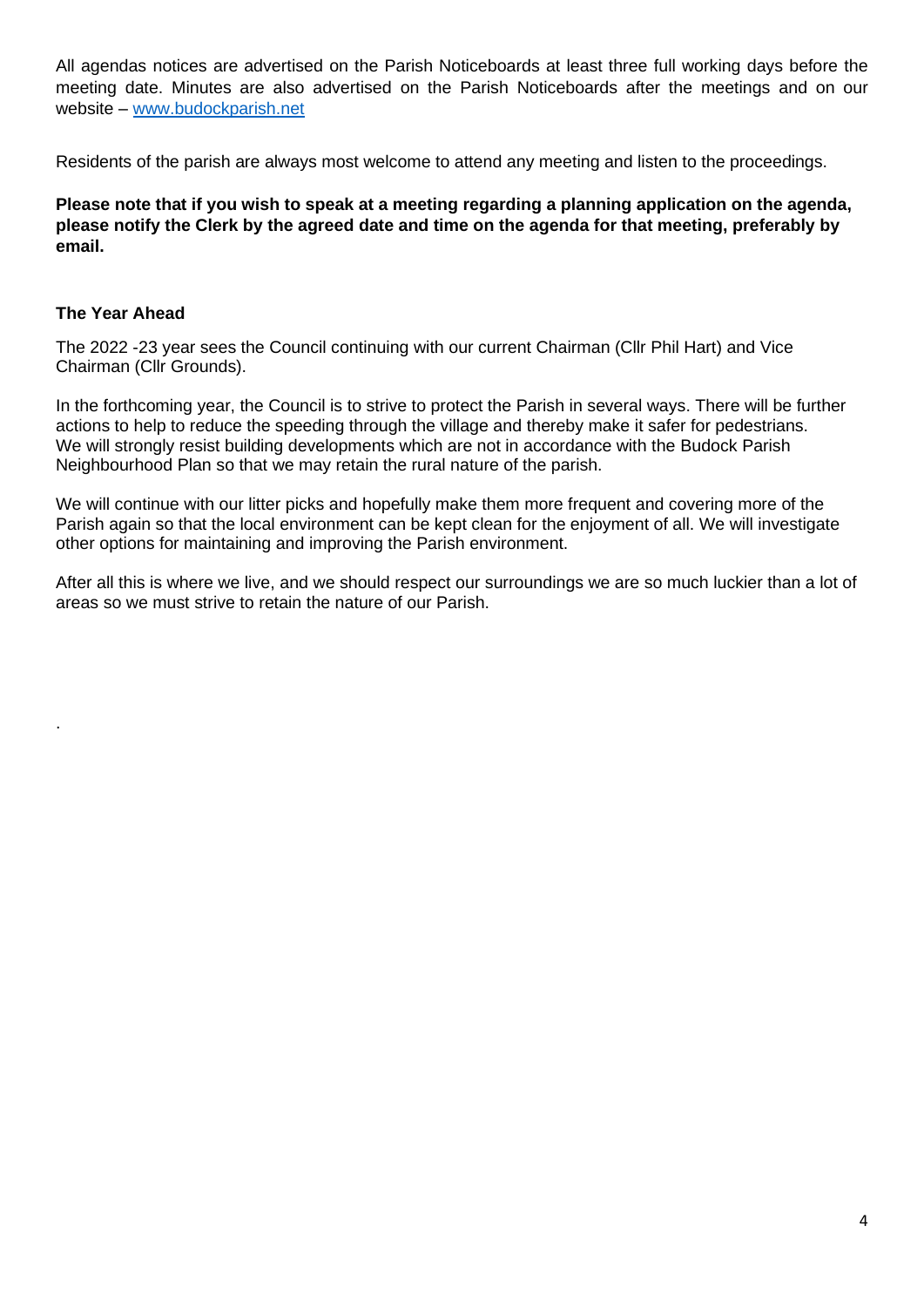All agendas notices are advertised on the Parish Noticeboards at least three full working days before the meeting date. Minutes are also advertised on the Parish Noticeboards after the meetings and on our website – [www.budockparish.net](http://www.budockparish.net)

Residents of the parish are always most welcome to attend any meeting and listen to the proceedings.

**Please note that if you wish to speak at a meeting regarding a planning application on the agenda, please notify the Clerk by the agreed date and time on the agenda for that meeting, preferably by email.**

### The Year Ahead

The 2022 -23 year sees the Council continuing with our current Chairman (Cllr Phil Hart) and Vice Chairman (Cllr Grounds).

In the forthcoming year, the Council is to strive to protect the Parish in several ways. There will be further actions to help to reduce the speeding through the village and thereby make it safer for pedestrians. We will strongly resist building developments which are not in accordance with the Budock Parish Neighbourhood Plan so that we may retain the rural nature of the parish.

We will continue with our litter picks and hopefully make them more frequent and covering more of the Parish again so that the local environment can be kept clean for the enjoyment of all. We will investigate other options for maintaining and improving the Parish environment.

After all this is where we live, and we should respect our surroundings we are so much luckier than a lot of areas so we must strive to retain the nature of our Parish.

.